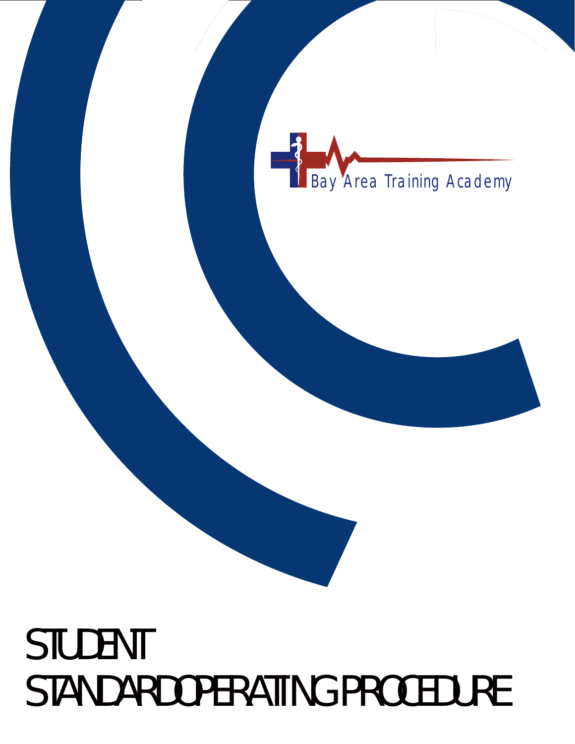Bay Area Training Academy

# STUDENT STANDARD OPERATING PROCEDURE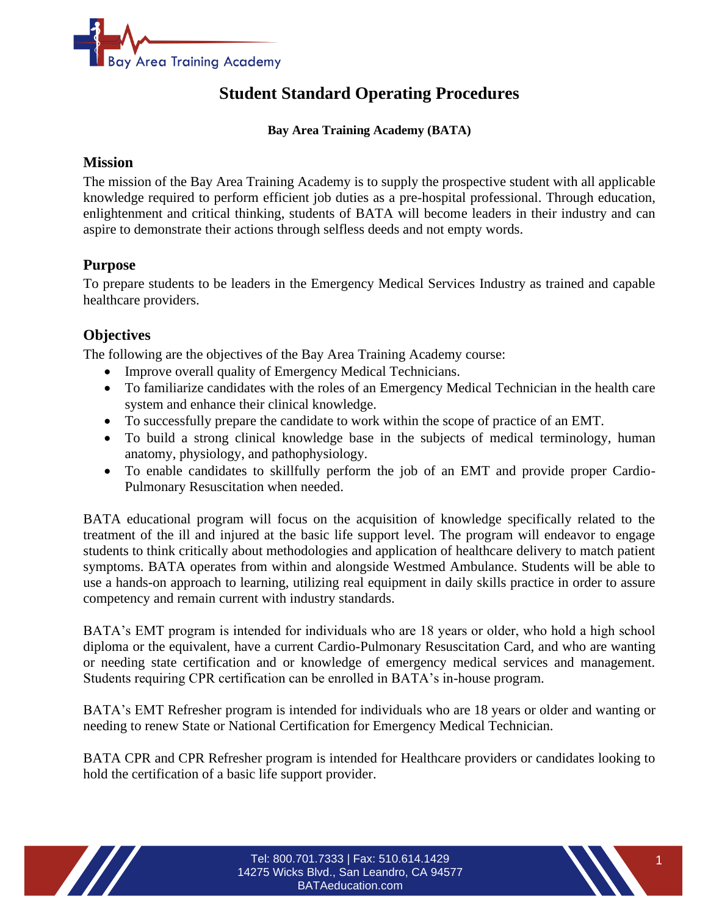# Student Standard Operating Procedures

**Bay Area Training Academy (BATA)**

## Mission

The mission of the Bay Area Training Academy is to supply the prospective student with all applicable knowledge required to perform efficient job duties as a pre-hospital professional. Through education, enlightenment and critical thinking, students of BATA will become leaders in their industry and can aspire to demonstrate their actions through selfless deeds and not empty words.

## Purpose

To prepare students to be leaders in the Emergency Medical Services Industry as trained and capable healthcare providers.

## Objectives

The following are the objectives of the Bay Area Training Academy course:

- Improve overall quality of Emergency Medical Technicians.
- To familiarize candidates with the roles of an Emergency Medical Technician in the health care system and enhance their clinical knowledge.
- To successfully prepare the candidate to work within the scope of practice of an EMT.
- To build a strong clinical knowledge base in the subjects of medical terminology, human anatomy, physiology, and pathophysiology.
- To enable candidates to skillfully perform the job of an EMT and provide proper Cardio-Pulmonary Resuscitation when needed.

BATA educational program will focus on the acquisition of knowledge specifically related to the treatment of the ill and injured at the basic life support level. The program will endeavor to engage students to think critically about methodologies and application of healthcare delivery to match patient symptoms. BATA operates from within and alongside Westmed Ambulance. Students will be able to use a hands-on approach to learning, utilizing real equipment in daily skills practice in order to assure competency and remain current with industry standards.

BATA's EMT program is intended for individuals who are 18 years or older, who hold a high school diploma or the equivalent, have a current Cardio-Pulmonary Resuscitation Card, and who are wanting or needing state certification and or knowledge of emergency medical services and management. Students requiring CPR certification can be enrolled in BATA's in-house program.

BATA's EMT Refresher program is intended for individuals who are 18 years or older and wanting or needing to renew State or National Certification for Emergency Medical Technician.

BATA CPR and CPR Refresher program is intended for Healthcare providers or candidates looking to hold the certification of a basic life support provider.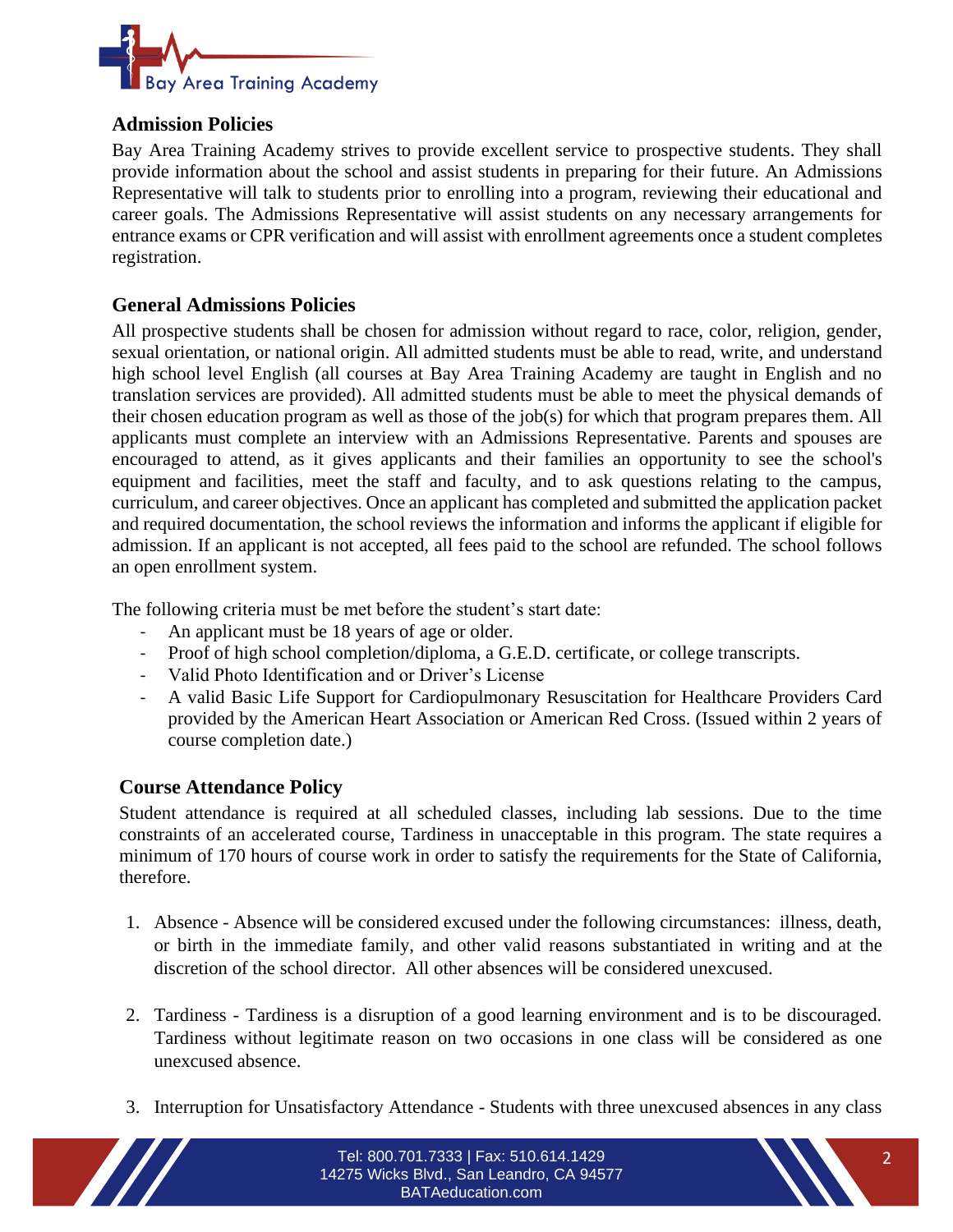## Admission Policies

Bay Area Training Academy strives to provide excellent service to prospective students. They shall provide information about the school and assist students in preparing for their future. An Admissions Representative will talk to students prior to enrolling into a program, reviewing their educational and career goals. The Admissions Representative will assist students on any necessary arrangements for entrance exams or CPR verification and will assist with enrollment agreements once a student completes registration.

## General Admissions Policies

All prospective students shall be chosen for admission without regard to race, color, religion, gender, sexual orientation, or national origin. All admitted students must be able to read, write, and understand high school level English (all courses at Bay Area Training Academy are taught in English and no translation services are provided). All admitted students must be able to meet the physical demands of their chosen education program as well as those of the job(s) for which that program prepares them. All applicants must complete an interview with an Admissions Representative. Parents and spouses are encouraged to attend, as it gives applicants and their families an opportunity to see the school's equipment and facilities, meet the staff and faculty, and to ask questions relating to the campus, curriculum, and career objectives. Once an applicant has completed and submitted the application packet and required documentation, the school reviews the information and informs the applicant if eligible for admission. If an applicant is not accepted, all fees paid to the school are refunded. The school follows an open enrollment system.

The following criteria must be met before the student's start date:

- An applicant must be 18 years of age or older.
- Proof of high school completion/diploma, a G.E.D. certificate, or college transcripts.
- Valid Photo Identification and or Driver's License
- A valid Basic Life Support for Cardiopulmonary Resuscitation for Healthcare Providers Card provided by the American Heart Association or American Red Cross. (Issued within 2 years of course completion date.)

## Course Attendance Policy

Student attendance is required at all scheduled classes, including lab sessions. Due to the time constraints of an accelerated course, Tardiness in unacceptable in this program. The state requires a minimum of 170 hours of course work in order to satisfy the requirements for the State of California, therefore.

1. Absence - Absence will be considered excused under the following circumstances: illness, death, or birth in the immediate family, and other valid reasons substantiated in writing and at the discretion of the school director. All other absences will be considered unexcused.

2. Tardiness - Tardiness is a disruption of a good learning environment and is to be discouraged. Tardiness without legitimate reason on two occasions in one class will be considered as one unexcused absence.

3. Interruption for Unsatisfactory Attendance - Students with three unexcused absences in any class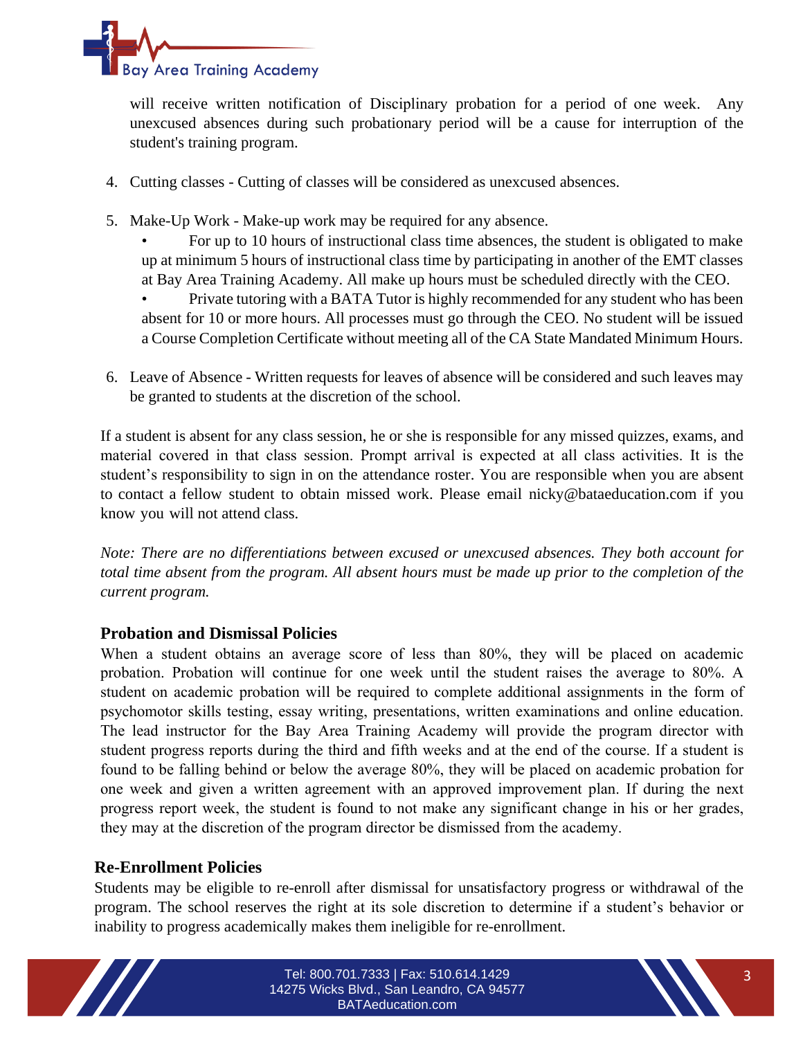will receive written notification of Disciplinary probation for a period of one week. Any unexcused absences during such probationary period will be a cause for interruption of the student's training program.

4. Cutting classes - Cutting of classes will be considered as unexcused absences.

5. Make-Up Work - Make-up work may be required for any absence.
   - For up to 10 hours of instructional class time absences, the student is obligated to make up at minimum 5 hours of instructional class time by participating in another of the EMT classes at Bay Area Training Academy. All make up hours must be scheduled directly with the CEO.
   - Private tutoring with a BATA Tutor is highly recommended for any student who has been absent for 10 or more hours. All processes must go through the CEO. No student will be issued a Course Completion Certificate without meeting all of the CA State Mandated Minimum Hours.

6. Leave of Absence - Written requests for leaves of absence will be considered and such leaves may be granted to students at the discretion of the school.

If a student is absent for any class session, he or she is responsible for any missed quizzes, exams, and material covered in that class session. Prompt arrival is expected at all class activities. It is the student's responsibility to sign in on the attendance roster. You are responsible when you are absent to contact a fellow student to obtain missed work. Please email nicky@bataeducation.com if you know you will not attend class.

*Note: There are no differentiations between excused or unexcused absences. They both account for total time absent from the program. All absent hours must be made up prior to the completion of the current program.*

## Probation and Dismissal Policies

When a student obtains an average score of less than 80%, they will be placed on academic probation. Probation will continue for one week until the student raises the average to 80%. A student on academic probation will be required to complete additional assignments in the form of psychomotor skills testing, essay writing, presentations, written examinations and online education. The lead instructor for the Bay Area Training Academy will provide the program director with student progress reports during the third and fifth weeks and at the end of the course. If a student is found to be falling behind or below the average 80%, they will be placed on academic probation for one week and given a written agreement with an approved improvement plan. If during the next progress report week, the student is found to not make any significant change in his or her grades, they may at the discretion of the program director be dismissed from the academy.

## Re-Enrollment Policies

Students may be eligible to re-enroll after dismissal for unsatisfactory progress or withdrawal of the program. The school reserves the right at its sole discretion to determine if a student's behavior or inability to progress academically makes them ineligible for re-enrollment.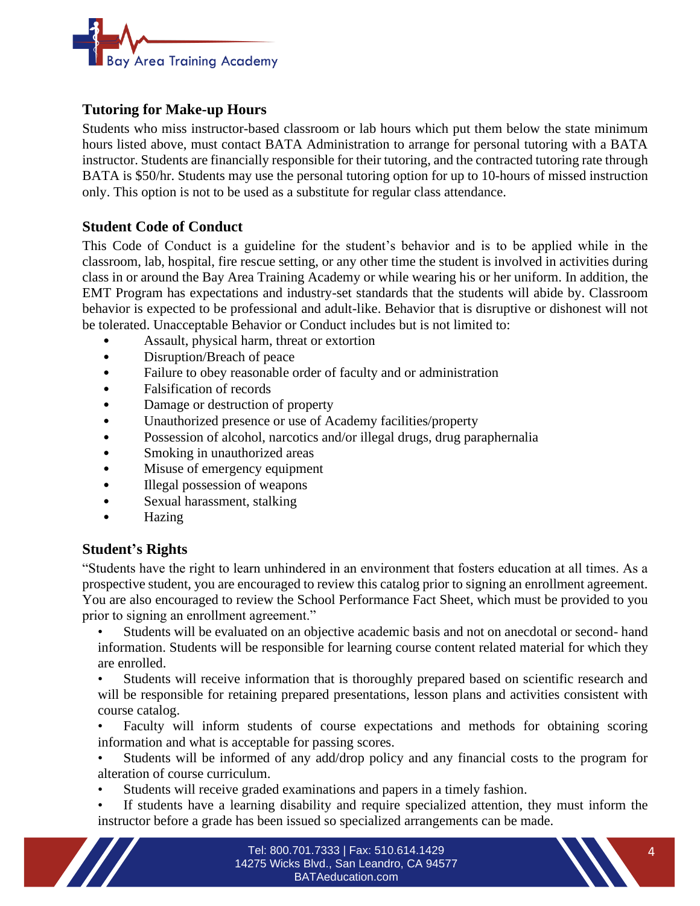### Tutoring for Make-up Hours

Students who miss instructor-based classroom or lab hours which put them below the state minimum hours listed above, must contact BATA Administration to arrange for personal tutoring with a BATA instructor. Students are financially responsible for their tutoring, and the contracted tutoring rate through BATA is $50/hr. Students may use the personal tutoring option for up to 10-hours of missed instruction only. This option is not to be used as a substitute for regular class attendance.

### Student Code of Conduct

This Code of Conduct is a guideline for the student's behavior and is to be applied while in the classroom, lab, hospital, fire rescue setting, or any other time the student is involved in activities during class in or around the Bay Area Training Academy or while wearing his or her uniform. In addition, the EMT Program has expectations and industry-set standards that the students will abide by. Classroom behavior is expected to be professional and adult-like. Behavior that is disruptive or dishonest will not be tolerated. Unacceptable Behavior or Conduct includes but is not limited to:

- Assault, physical harm, threat or extortion
- Disruption/Breach of peace
- Failure to obey reasonable order of faculty and or administration
- Falsification of records
- Damage or destruction of property
- Unauthorized presence or use of Academy facilities/property
- Possession of alcohol, narcotics and/or illegal drugs, drug paraphernalia
- Smoking in unauthorized areas
- Misuse of emergency equipment
- Illegal possession of weapons
- Sexual harassment, stalking
- Hazing

### Student's Rights

"Students have the right to learn unhindered in an environment that fosters education at all times. As a prospective student, you are encouraged to review this catalog prior to signing an enrollment agreement. You are also encouraged to review the School Performance Fact Sheet, which must be provided to you prior to signing an enrollment agreement."

- Students will be evaluated on an objective academic basis and not on anecdotal or second- hand information. Students will be responsible for learning course content related material for which they are enrolled.
- Students will receive information that is thoroughly prepared based on scientific research and will be responsible for retaining prepared presentations, lesson plans and activities consistent with course catalog.
- Faculty will inform students of course expectations and methods for obtaining scoring information and what is acceptable for passing scores.
- Students will be informed of any add/drop policy and any financial costs to the program for alteration of course curriculum.
- Students will receive graded examinations and papers in a timely fashion.
- If students have a learning disability and require specialized attention, they must inform the instructor before a grade has been issued so specialized arrangements can be made.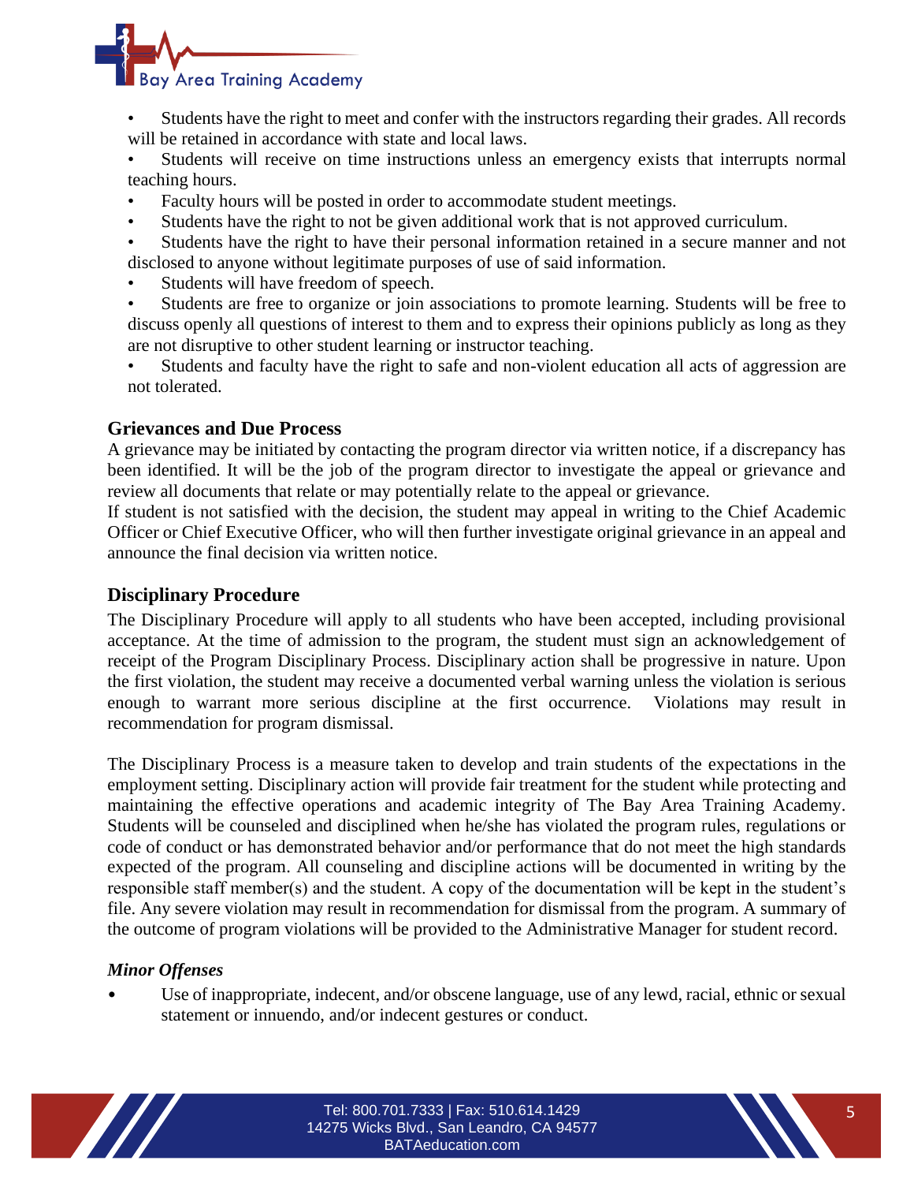- Students have the right to meet and confer with the instructors regarding their grades. All records will be retained in accordance with state and local laws.
- Students will receive on time instructions unless an emergency exists that interrupts normal teaching hours.
- Faculty hours will be posted in order to accommodate student meetings.
- Students have the right to not be given additional work that is not approved curriculum.
- Students have the right to have their personal information retained in a secure manner and not disclosed to anyone without legitimate purposes of use of said information.
- Students will have freedom of speech.
- Students are free to organize or join associations to promote learning. Students will be free to discuss openly all questions of interest to them and to express their opinions publicly as long as they are not disruptive to other student learning or instructor teaching.
- Students and faculty have the right to safe and non-violent education all acts of aggression are not tolerated.

## Grievances and Due Process

A grievance may be initiated by contacting the program director via written notice, if a discrepancy has been identified. It will be the job of the program director to investigate the appeal or grievance and review all documents that relate or may potentially relate to the appeal or grievance.

If student is not satisfied with the decision, the student may appeal in writing to the Chief Academic Officer or Chief Executive Officer, who will then further investigate original grievance in an appeal and announce the final decision via written notice.

## Disciplinary Procedure

The Disciplinary Procedure will apply to all students who have been accepted, including provisional acceptance. At the time of admission to the program, the student must sign an acknowledgement of receipt of the Program Disciplinary Process. Disciplinary action shall be progressive in nature. Upon the first violation, the student may receive a documented verbal warning unless the violation is serious enough to warrant more serious discipline at the first occurrence. Violations may result in recommendation for program dismissal.

The Disciplinary Process is a measure taken to develop and train students of the expectations in the employment setting. Disciplinary action will provide fair treatment for the student while protecting and maintaining the effective operations and academic integrity of The Bay Area Training Academy. Students will be counseled and disciplined when he/she has violated the program rules, regulations or code of conduct or has demonstrated behavior and/or performance that do not meet the high standards expected of the program. All counseling and discipline actions will be documented in writing by the responsible staff member(s) and the student. A copy of the documentation will be kept in the student's file. Any severe violation may result in recommendation for dismissal from the program. A summary of the outcome of program violations will be provided to the Administrative Manager for student record.

### *Minor Offenses*

- Use of inappropriate, indecent, and/or obscene language, use of any lewd, racial, ethnic or sexual statement or innuendo, and/or indecent gestures or conduct.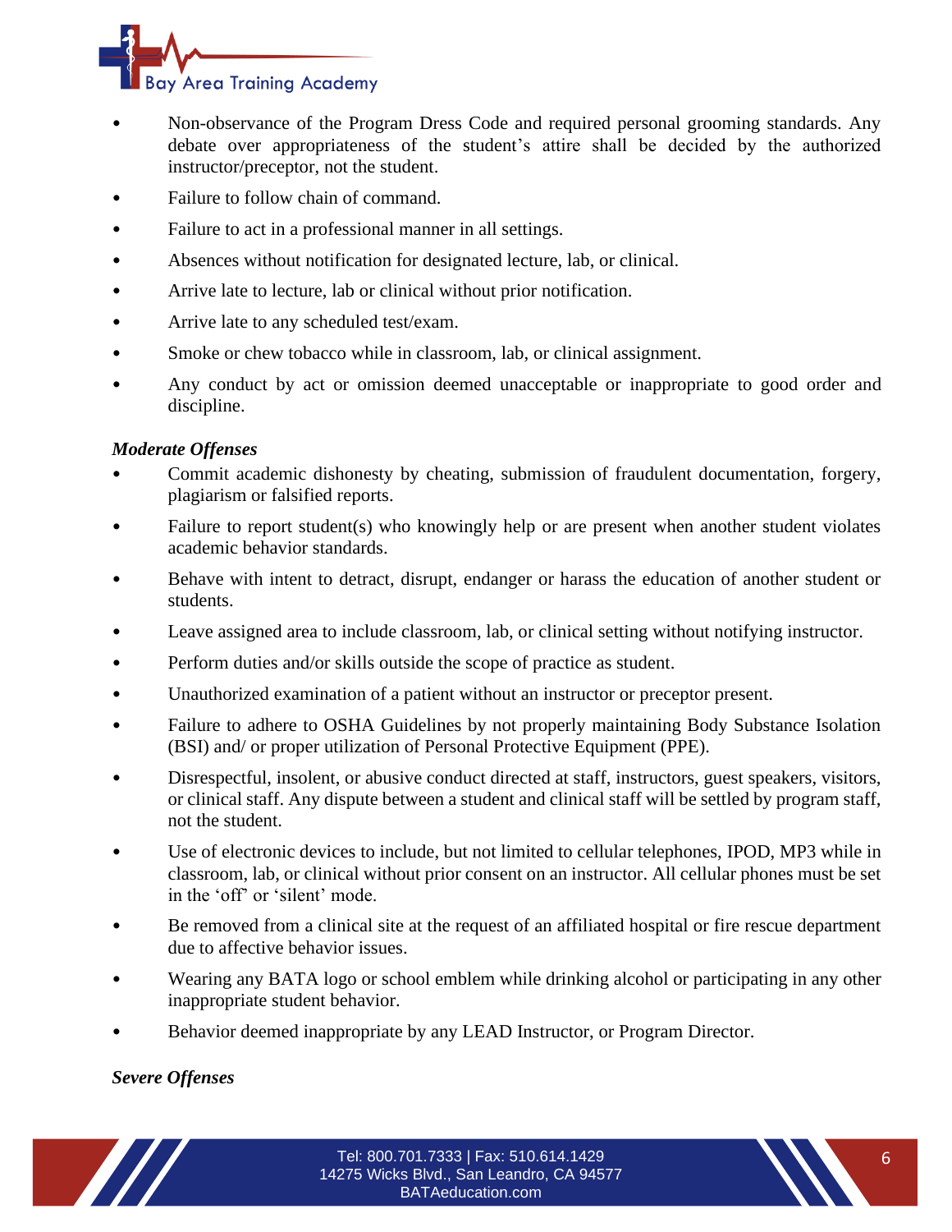- Non-observance of the Program Dress Code and required personal grooming standards. Any debate over appropriateness of the student's attire shall be decided by the authorized instructor/preceptor, not the student.
- Failure to follow chain of command.
- Failure to act in a professional manner in all settings.
- Absences without notification for designated lecture, lab, or clinical.
- Arrive late to lecture, lab or clinical without prior notification.
- Arrive late to any scheduled test/exam.
- Smoke or chew tobacco while in classroom, lab, or clinical assignment.
- Any conduct by act or omission deemed unacceptable or inappropriate to good order and discipline.

***Moderate Offenses***

- Commit academic dishonesty by cheating, submission of fraudulent documentation, forgery, plagiarism or falsified reports.
- Failure to report student(s) who knowingly help or are present when another student violates academic behavior standards.
- Behave with intent to detract, disrupt, endanger or harass the education of another student or students.
- Leave assigned area to include classroom, lab, or clinical setting without notifying instructor.
- Perform duties and/or skills outside the scope of practice as student.
- Unauthorized examination of a patient without an instructor or preceptor present.
- Failure to adhere to OSHA Guidelines by not properly maintaining Body Substance Isolation (BSI) and/ or proper utilization of Personal Protective Equipment (PPE).
- Disrespectful, insolent, or abusive conduct directed at staff, instructors, guest speakers, visitors, or clinical staff. Any dispute between a student and clinical staff will be settled by program staff, not the student.
- Use of electronic devices to include, but not limited to cellular telephones, IPOD, MP3 while in classroom, lab, or clinical without prior consent on an instructor. All cellular phones must be set in the 'off' or 'silent' mode.
- Be removed from a clinical site at the request of an affiliated hospital or fire rescue department due to affective behavior issues.
- Wearing any BATA logo or school emblem while drinking alcohol or participating in any other inappropriate student behavior.
- Behavior deemed inappropriate by any LEAD Instructor, or Program Director.

***Severe Offenses***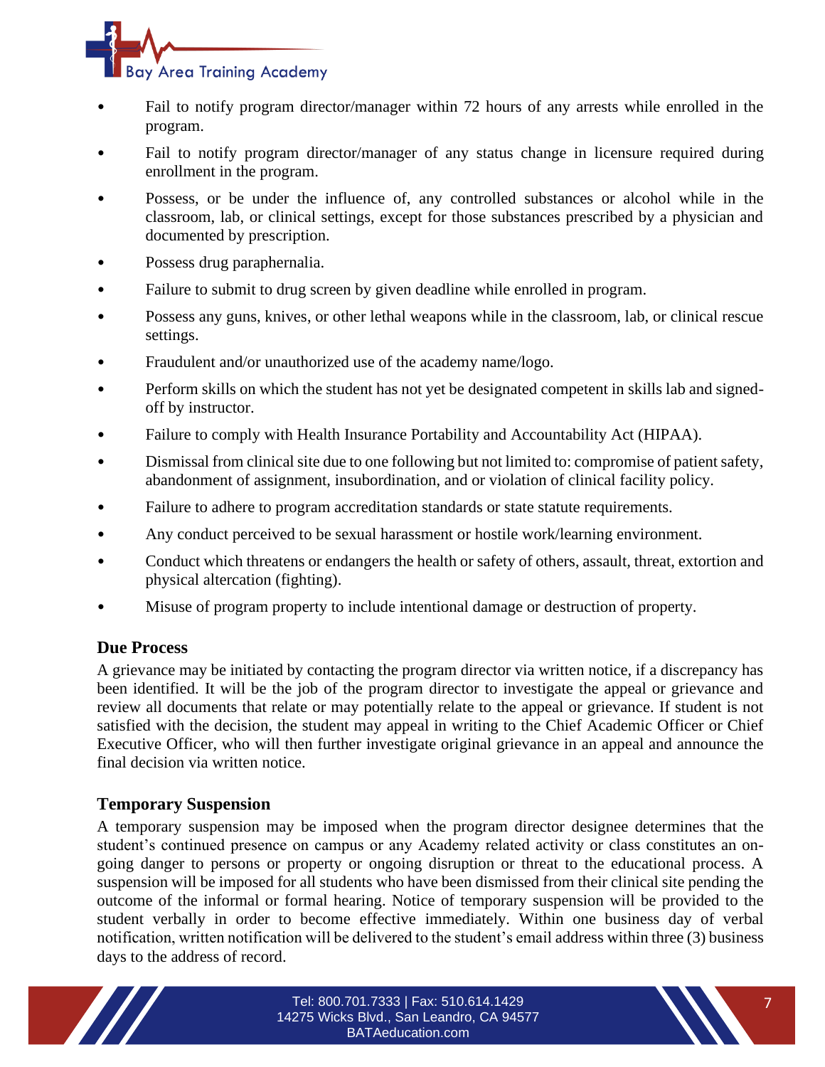- Fail to notify program director/manager within 72 hours of any arrests while enrolled in the program.
- Fail to notify program director/manager of any status change in licensure required during enrollment in the program.
- Possess, or be under the influence of, any controlled substances or alcohol while in the classroom, lab, or clinical settings, except for those substances prescribed by a physician and documented by prescription.
- Possess drug paraphernalia.
- Failure to submit to drug screen by given deadline while enrolled in program.
- Possess any guns, knives, or other lethal weapons while in the classroom, lab, or clinical rescue settings.
- Fraudulent and/or unauthorized use of the academy name/logo.
- Perform skills on which the student has not yet be designated competent in skills lab and signed-off by instructor.
- Failure to comply with Health Insurance Portability and Accountability Act (HIPAA).
- Dismissal from clinical site due to one following but not limited to: compromise of patient safety, abandonment of assignment, insubordination, and or violation of clinical facility policy.
- Failure to adhere to program accreditation standards or state statute requirements.
- Any conduct perceived to be sexual harassment or hostile work/learning environment.
- Conduct which threatens or endangers the health or safety of others, assault, threat, extortion and physical altercation (fighting).
- Misuse of program property to include intentional damage or destruction of property.

## Due Process

A grievance may be initiated by contacting the program director via written notice, if a discrepancy has been identified. It will be the job of the program director to investigate the appeal or grievance and review all documents that relate or may potentially relate to the appeal or grievance. If student is not satisfied with the decision, the student may appeal in writing to the Chief Academic Officer or Chief Executive Officer, who will then further investigate original grievance in an appeal and announce the final decision via written notice.

## Temporary Suspension

A temporary suspension may be imposed when the program director designee determines that the student's continued presence on campus or any Academy related activity or class constitutes an on-going danger to persons or property or ongoing disruption or threat to the educational process. A suspension will be imposed for all students who have been dismissed from their clinical site pending the outcome of the informal or formal hearing. Notice of temporary suspension will be provided to the student verbally in order to become effective immediately. Within one business day of verbal notification, written notification will be delivered to the student's email address within three (3) business days to the address of record.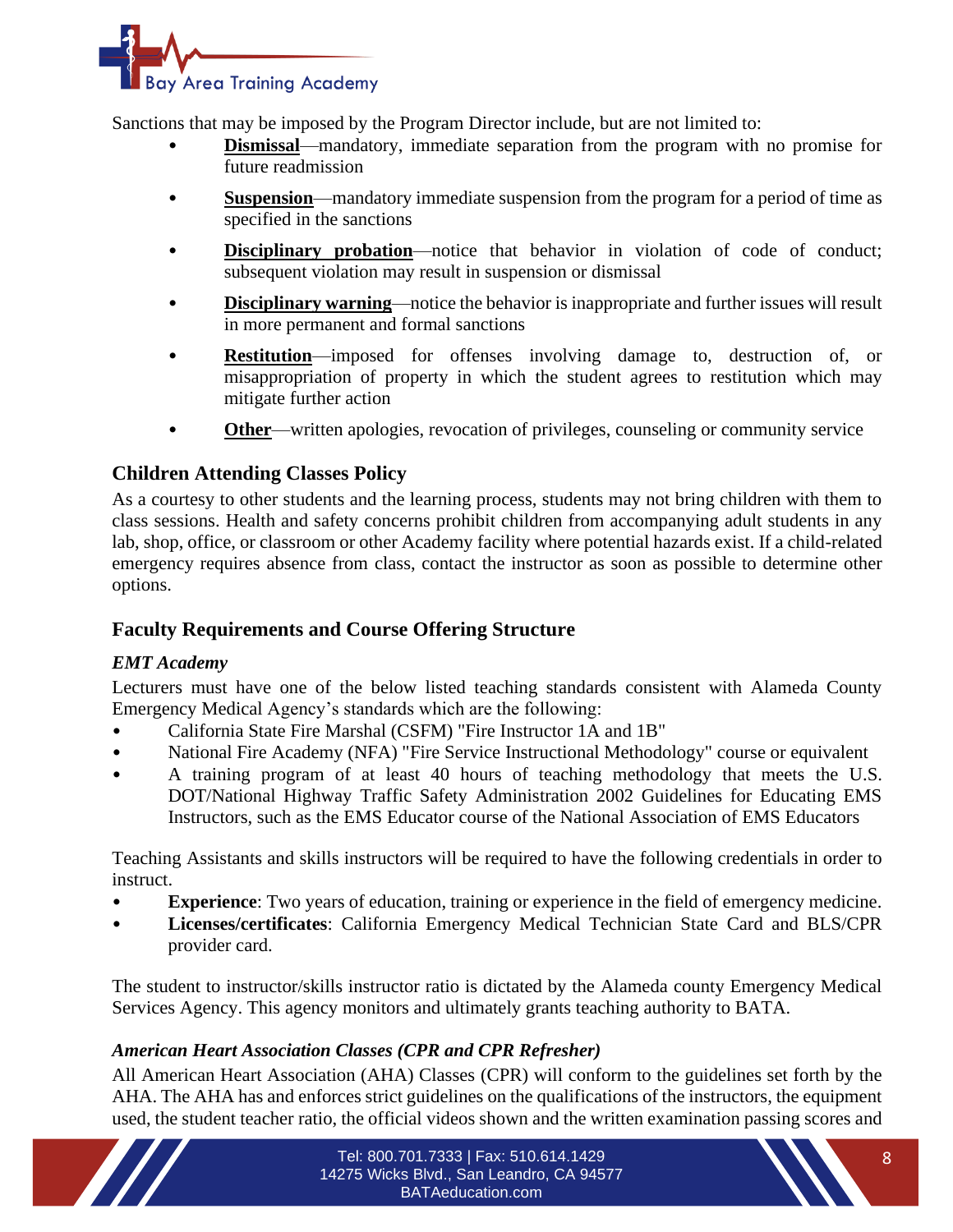Sanctions that may be imposed by the Program Director include, but are not limited to:

- **Dismissal**—mandatory, immediate separation from the program with no promise for future readmission
- **Suspension**—mandatory immediate suspension from the program for a period of time as specified in the sanctions
- **Disciplinary probation**—notice that behavior in violation of code of conduct; subsequent violation may result in suspension or dismissal
- **Disciplinary warning**—notice the behavior is inappropriate and further issues will result in more permanent and formal sanctions
- **Restitution**—imposed for offenses involving damage to, destruction of, or misappropriation of property in which the student agrees to restitution which may mitigate further action
- **Other**—written apologies, revocation of privileges, counseling or community service

## Children Attending Classes Policy

As a courtesy to other students and the learning process, students may not bring children with them to class sessions. Health and safety concerns prohibit children from accompanying adult students in any lab, shop, office, or classroom or other Academy facility where potential hazards exist. If a child-related emergency requires absence from class, contact the instructor as soon as possible to determine other options.

## Faculty Requirements and Course Offering Structure

### *EMT Academy*

Lecturers must have one of the below listed teaching standards consistent with Alameda County Emergency Medical Agency's standards which are the following:

- California State Fire Marshal (CSFM) "Fire Instructor 1A and 1B"
- National Fire Academy (NFA) "Fire Service Instructional Methodology" course or equivalent
- A training program of at least 40 hours of teaching methodology that meets the U.S. DOT/National Highway Traffic Safety Administration 2002 Guidelines for Educating EMS Instructors, such as the EMS Educator course of the National Association of EMS Educators

Teaching Assistants and skills instructors will be required to have the following credentials in order to instruct.

- **Experience**: Two years of education, training or experience in the field of emergency medicine.
- **Licenses/certificates**: California Emergency Medical Technician State Card and BLS/CPR provider card.

The student to instructor/skills instructor ratio is dictated by the Alameda county Emergency Medical Services Agency. This agency monitors and ultimately grants teaching authority to BATA.

### *American Heart Association Classes (CPR and CPR Refresher)*

All American Heart Association (AHA) Classes (CPR) will conform to the guidelines set forth by the AHA. The AHA has and enforces strict guidelines on the qualifications of the instructors, the equipment used, the student teacher ratio, the official videos shown and the written examination passing scores and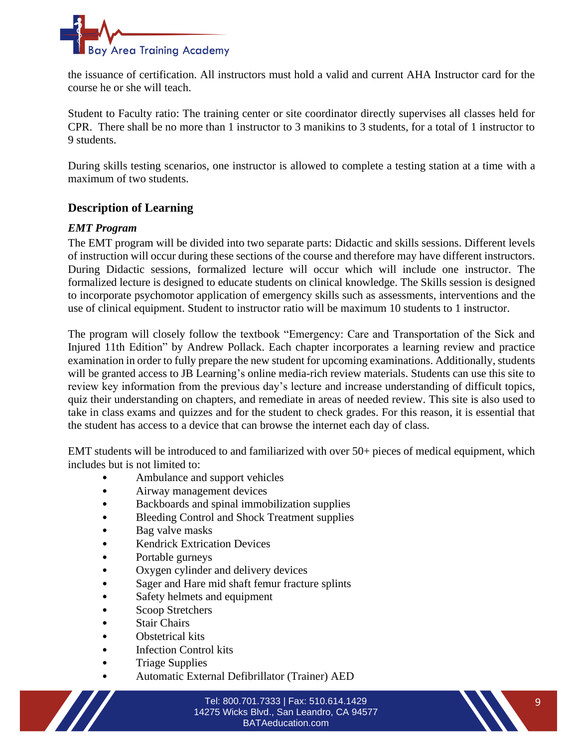the issuance of certification. All instructors must hold a valid and current AHA Instructor card for the course he or she will teach.

Student to Faculty ratio: The training center or site coordinator directly supervises all classes held for CPR. There shall be no more than 1 instructor to 3 manikins to 3 students, for a total of 1 instructor to 9 students.

During skills testing scenarios, one instructor is allowed to complete a testing station at a time with a maximum of two students.

## Description of Learning

### *EMT Program*

The EMT program will be divided into two separate parts: Didactic and skills sessions. Different levels of instruction will occur during these sections of the course and therefore may have different instructors. During Didactic sessions, formalized lecture will occur which will include one instructor. The formalized lecture is designed to educate students on clinical knowledge. The Skills session is designed to incorporate psychomotor application of emergency skills such as assessments, interventions and the use of clinical equipment. Student to instructor ratio will be maximum 10 students to 1 instructor.

The program will closely follow the textbook "Emergency: Care and Transportation of the Sick and Injured 11th Edition" by Andrew Pollack. Each chapter incorporates a learning review and practice examination in order to fully prepare the new student for upcoming examinations. Additionally, students will be granted access to JB Learning's online media-rich review materials. Students can use this site to review key information from the previous day's lecture and increase understanding of difficult topics, quiz their understanding on chapters, and remediate in areas of needed review. This site is also used to take in class exams and quizzes and for the student to check grades. For this reason, it is essential that the student has access to a device that can browse the internet each day of class.

EMT students will be introduced to and familiarized with over 50+ pieces of medical equipment, which includes but is not limited to:

- Ambulance and support vehicles
- Airway management devices
- Backboards and spinal immobilization supplies
- Bleeding Control and Shock Treatment supplies
- Bag valve masks
- Kendrick Extrication Devices
- Portable gurneys
- Oxygen cylinder and delivery devices
- Sager and Hare mid shaft femur fracture splints
- Safety helmets and equipment
- Scoop Stretchers
- Stair Chairs
- Obstetrical kits
- Infection Control kits
- Triage Supplies
- Automatic External Defibrillator (Trainer) AED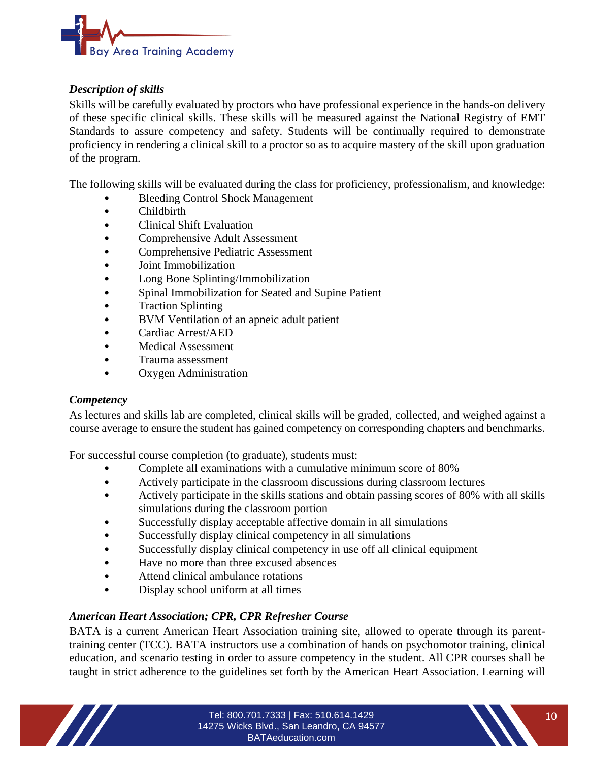*Description of skills*

Skills will be carefully evaluated by proctors who have professional experience in the hands-on delivery of these specific clinical skills. These skills will be measured against the National Registry of EMT Standards to assure competency and safety. Students will be continually required to demonstrate proficiency in rendering a clinical skill to a proctor so as to acquire mastery of the skill upon graduation of the program.

The following skills will be evaluated during the class for proficiency, professionalism, and knowledge:

- Bleeding Control Shock Management
- Childbirth
- Clinical Shift Evaluation
- Comprehensive Adult Assessment
- Comprehensive Pediatric Assessment
- Joint Immobilization
- Long Bone Splinting/Immobilization
- Spinal Immobilization for Seated and Supine Patient
- Traction Splinting
- BVM Ventilation of an apneic adult patient
- Cardiac Arrest/AED
- Medical Assessment
- Trauma assessment
- Oxygen Administration

*Competency*

As lectures and skills lab are completed, clinical skills will be graded, collected, and weighed against a course average to ensure the student has gained competency on corresponding chapters and benchmarks.

For successful course completion (to graduate), students must:

- Complete all examinations with a cumulative minimum score of 80%
- Actively participate in the classroom discussions during classroom lectures
- Actively participate in the skills stations and obtain passing scores of 80% with all skills simulations during the classroom portion
- Successfully display acceptable affective domain in all simulations
- Successfully display clinical competency in all simulations
- Successfully display clinical competency in use off all clinical equipment
- Have no more than three excused absences
- Attend clinical ambulance rotations
- Display school uniform at all times

***American Heart Association; CPR, CPR Refresher Course***

BATA is a current American Heart Association training site, allowed to operate through its parent-training center (TCC). BATA instructors use a combination of hands on psychomotor training, clinical education, and scenario testing in order to assure competency in the student. All CPR courses shall be taught in strict adherence to the guidelines set forth by the American Heart Association. Learning will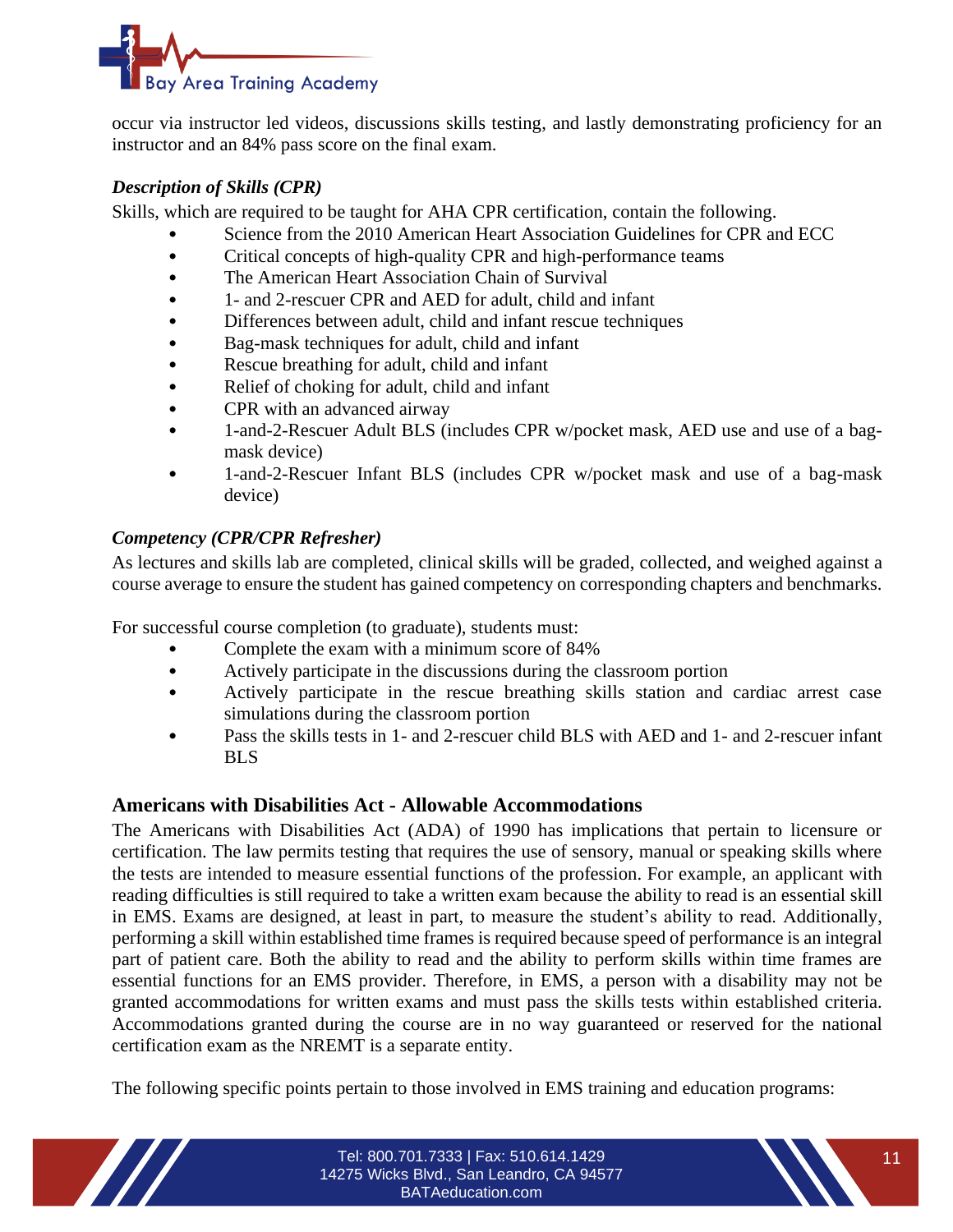occur via instructor led videos, discussions skills testing, and lastly demonstrating proficiency for an instructor and an 84% pass score on the final exam.

***Description of Skills (CPR)***

Skills, which are required to be taught for AHA CPR certification, contain the following.

- Science from the 2010 American Heart Association Guidelines for CPR and ECC
- Critical concepts of high-quality CPR and high-performance teams
- The American Heart Association Chain of Survival
- 1- and 2-rescuer CPR and AED for adult, child and infant
- Differences between adult, child and infant rescue techniques
- Bag-mask techniques for adult, child and infant
- Rescue breathing for adult, child and infant
- Relief of choking for adult, child and infant
- CPR with an advanced airway
- 1-and-2-Rescuer Adult BLS (includes CPR w/pocket mask, AED use and use of a bag-mask device)
- 1-and-2-Rescuer Infant BLS (includes CPR w/pocket mask and use of a bag-mask device)

***Competency (CPR/CPR Refresher)***

As lectures and skills lab are completed, clinical skills will be graded, collected, and weighed against a course average to ensure the student has gained competency on corresponding chapters and benchmarks.

For successful course completion (to graduate), students must:

- Complete the exam with a minimum score of 84%
- Actively participate in the discussions during the classroom portion
- Actively participate in the rescue breathing skills station and cardiac arrest case simulations during the classroom portion
- Pass the skills tests in 1- and 2-rescuer child BLS with AED and 1- and 2-rescuer infant BLS

## Americans with Disabilities Act - Allowable Accommodations

The Americans with Disabilities Act (ADA) of 1990 has implications that pertain to licensure or certification. The law permits testing that requires the use of sensory, manual or speaking skills where the tests are intended to measure essential functions of the profession. For example, an applicant with reading difficulties is still required to take a written exam because the ability to read is an essential skill in EMS. Exams are designed, at least in part, to measure the student's ability to read. Additionally, performing a skill within established time frames is required because speed of performance is an integral part of patient care. Both the ability to read and the ability to perform skills within time frames are essential functions for an EMS provider. Therefore, in EMS, a person with a disability may not be granted accommodations for written exams and must pass the skills tests within established criteria. Accommodations granted during the course are in no way guaranteed or reserved for the national certification exam as the NREMT is a separate entity.

The following specific points pertain to those involved in EMS training and education programs: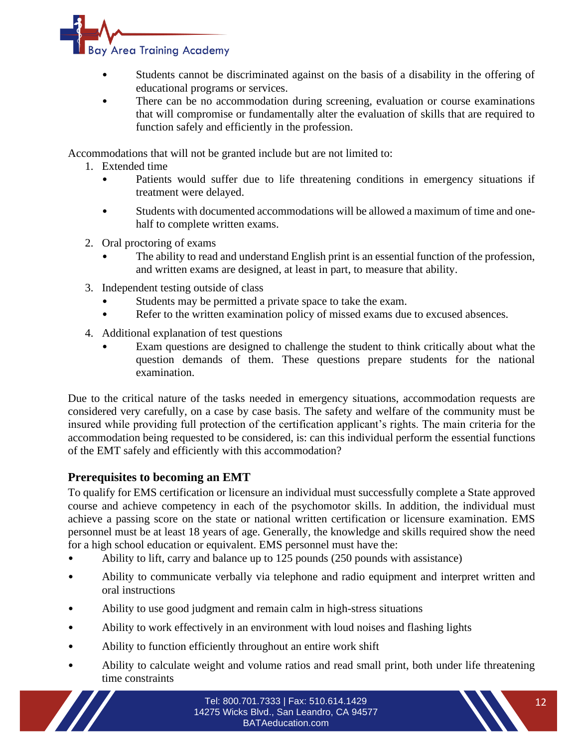- Students cannot be discriminated against on the basis of a disability in the offering of educational programs or services.
- There can be no accommodation during screening, evaluation or course examinations that will compromise or fundamentally alter the evaluation of skills that are required to function safely and efficiently in the profession.

Accommodations that will not be granted include but are not limited to:

1. Extended time
   - Patients would suffer due to life threatening conditions in emergency situations if treatment were delayed.
   - Students with documented accommodations will be allowed a maximum of time and one-half to complete written exams.
2. Oral proctoring of exams
   - The ability to read and understand English print is an essential function of the profession, and written exams are designed, at least in part, to measure that ability.
3. Independent testing outside of class
   - Students may be permitted a private space to take the exam.
   - Refer to the written examination policy of missed exams due to excused absences.
4. Additional explanation of test questions
   - Exam questions are designed to challenge the student to think critically about what the question demands of them. These questions prepare students for the national examination.

Due to the critical nature of the tasks needed in emergency situations, accommodation requests are considered very carefully, on a case by case basis. The safety and welfare of the community must be insured while providing full protection of the certification applicant's rights. The main criteria for the accommodation being requested to be considered, is: can this individual perform the essential functions of the EMT safely and efficiently with this accommodation?

### Prerequisites to becoming an EMT

To qualify for EMS certification or licensure an individual must successfully complete a State approved course and achieve competency in each of the psychomotor skills. In addition, the individual must achieve a passing score on the state or national written certification or licensure examination. EMS personnel must be at least 18 years of age. Generally, the knowledge and skills required show the need for a high school education or equivalent. EMS personnel must have the:

- Ability to lift, carry and balance up to 125 pounds (250 pounds with assistance)
- Ability to communicate verbally via telephone and radio equipment and interpret written and oral instructions
- Ability to use good judgment and remain calm in high-stress situations
- Ability to work effectively in an environment with loud noises and flashing lights
- Ability to function efficiently throughout an entire work shift
- Ability to calculate weight and volume ratios and read small print, both under life threatening time constraints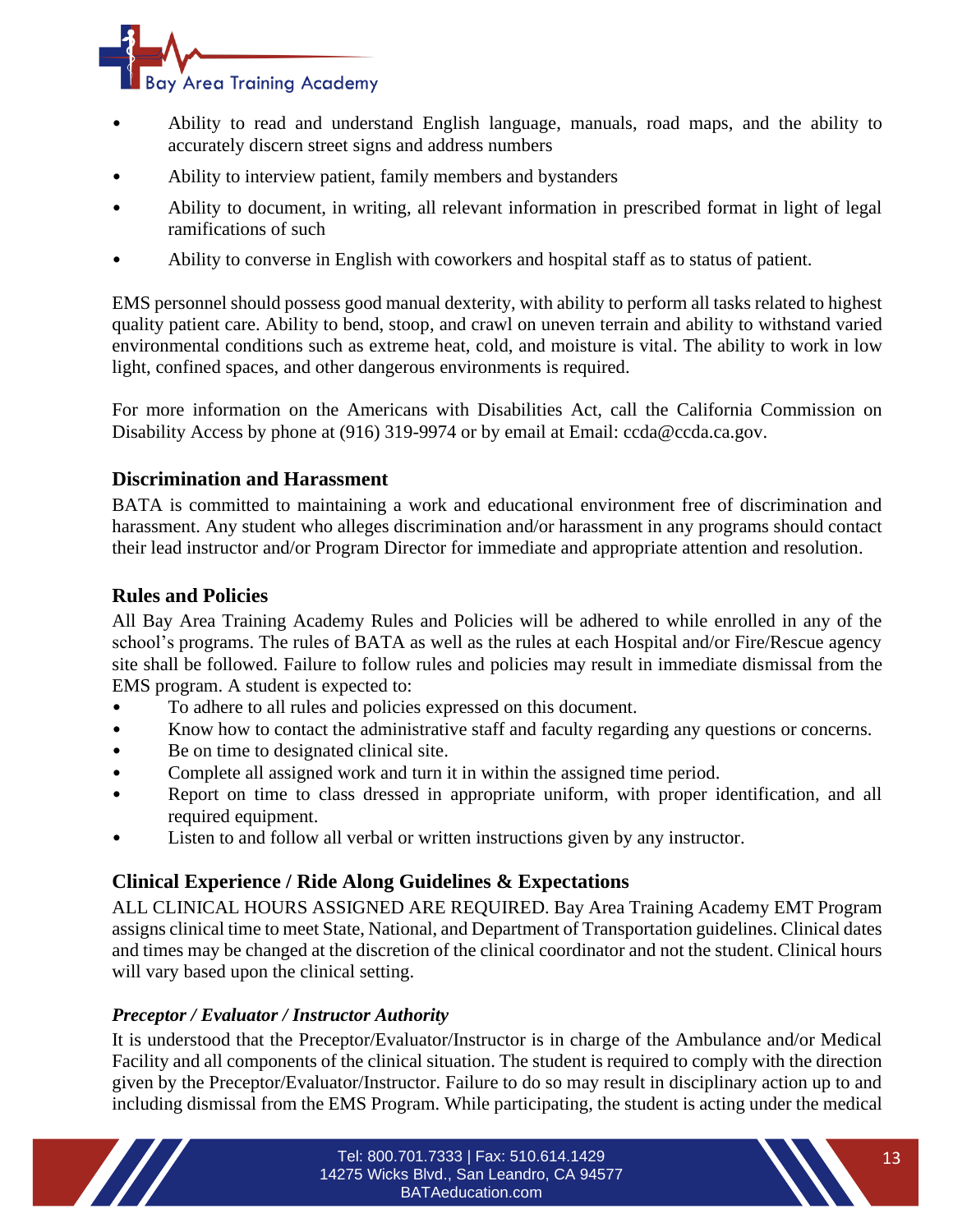- Ability to read and understand English language, manuals, road maps, and the ability to accurately discern street signs and address numbers
- Ability to interview patient, family members and bystanders
- Ability to document, in writing, all relevant information in prescribed format in light of legal ramifications of such
- Ability to converse in English with coworkers and hospital staff as to status of patient.

EMS personnel should possess good manual dexterity, with ability to perform all tasks related to highest quality patient care. Ability to bend, stoop, and crawl on uneven terrain and ability to withstand varied environmental conditions such as extreme heat, cold, and moisture is vital. The ability to work in low light, confined spaces, and other dangerous environments is required.

For more information on the Americans with Disabilities Act, call the California Commission on Disability Access by phone at (916) 319-9974 or by email at Email: ccda@ccda.ca.gov.

## Discrimination and Harassment

BATA is committed to maintaining a work and educational environment free of discrimination and harassment. Any student who alleges discrimination and/or harassment in any programs should contact their lead instructor and/or Program Director for immediate and appropriate attention and resolution.

## Rules and Policies

All Bay Area Training Academy Rules and Policies will be adhered to while enrolled in any of the school's programs. The rules of BATA as well as the rules at each Hospital and/or Fire/Rescue agency site shall be followed. Failure to follow rules and policies may result in immediate dismissal from the EMS program. A student is expected to:

- To adhere to all rules and policies expressed on this document.
- Know how to contact the administrative staff and faculty regarding any questions or concerns.
- Be on time to designated clinical site.
- Complete all assigned work and turn it in within the assigned time period.
- Report on time to class dressed in appropriate uniform, with proper identification, and all required equipment.
- Listen to and follow all verbal or written instructions given by any instructor.

## Clinical Experience / Ride Along Guidelines & Expectations

ALL CLINICAL HOURS ASSIGNED ARE REQUIRED. Bay Area Training Academy EMT Program assigns clinical time to meet State, National, and Department of Transportation guidelines. Clinical dates and times may be changed at the discretion of the clinical coordinator and not the student. Clinical hours will vary based upon the clinical setting.

### *Preceptor / Evaluator / Instructor Authority*

It is understood that the Preceptor/Evaluator/Instructor is in charge of the Ambulance and/or Medical Facility and all components of the clinical situation. The student is required to comply with the direction given by the Preceptor/Evaluator/Instructor. Failure to do so may result in disciplinary action up to and including dismissal from the EMS Program. While participating, the student is acting under the medical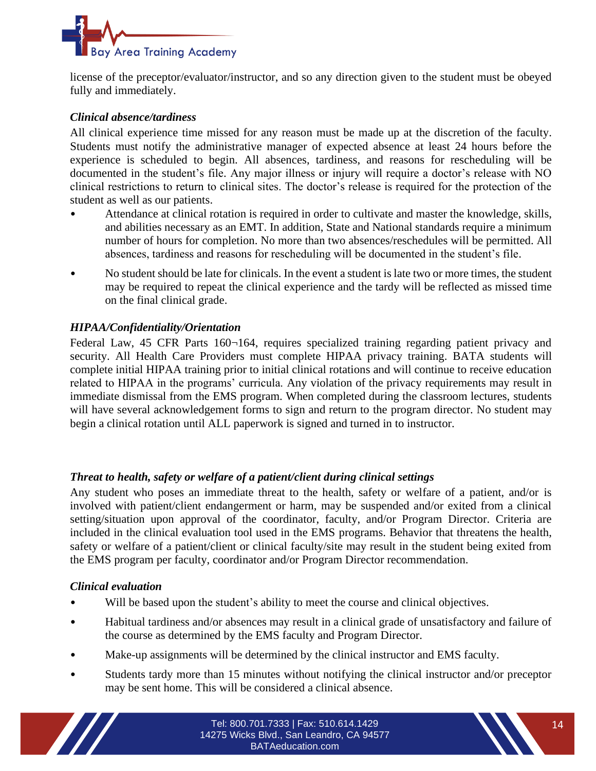license of the preceptor/evaluator/instructor, and so any direction given to the student must be obeyed fully and immediately.

***Clinical absence/tardiness***

All clinical experience time missed for any reason must be made up at the discretion of the faculty. Students must notify the administrative manager of expected absence at least 24 hours before the experience is scheduled to begin. All absences, tardiness, and reasons for rescheduling will be documented in the student's file. Any major illness or injury will require a doctor's release with NO clinical restrictions to return to clinical sites. The doctor's release is required for the protection of the student as well as our patients.

- Attendance at clinical rotation is required in order to cultivate and master the knowledge, skills, and abilities necessary as an EMT. In addition, State and National standards require a minimum number of hours for completion. No more than two absences/reschedules will be permitted. All absences, tardiness and reasons for rescheduling will be documented in the student's file.
- No student should be late for clinicals. In the event a student is late two or more times, the student may be required to repeat the clinical experience and the tardy will be reflected as missed time on the final clinical grade.

***HIPAA/Confidentiality/Orientation***

Federal Law, 45 CFR Parts 160¬164, requires specialized training regarding patient privacy and security. All Health Care Providers must complete HIPAA privacy training. BATA students will complete initial HIPAA training prior to initial clinical rotations and will continue to receive education related to HIPAA in the programs' curricula. Any violation of the privacy requirements may result in immediate dismissal from the EMS program. When completed during the classroom lectures, students will have several acknowledgement forms to sign and return to the program director. No student may begin a clinical rotation until ALL paperwork is signed and turned in to instructor.

***Threat to health, safety or welfare of a patient/client during clinical settings***

Any student who poses an immediate threat to the health, safety or welfare of a patient, and/or is involved with patient/client endangerment or harm, may be suspended and/or exited from a clinical setting/situation upon approval of the coordinator, faculty, and/or Program Director. Criteria are included in the clinical evaluation tool used in the EMS programs. Behavior that threatens the health, safety or welfare of a patient/client or clinical faculty/site may result in the student being exited from the EMS program per faculty, coordinator and/or Program Director recommendation.

***Clinical evaluation***

- Will be based upon the student's ability to meet the course and clinical objectives.
- Habitual tardiness and/or absences may result in a clinical grade of unsatisfactory and failure of the course as determined by the EMS faculty and Program Director.
- Make-up assignments will be determined by the clinical instructor and EMS faculty.
- Students tardy more than 15 minutes without notifying the clinical instructor and/or preceptor may be sent home. This will be considered a clinical absence.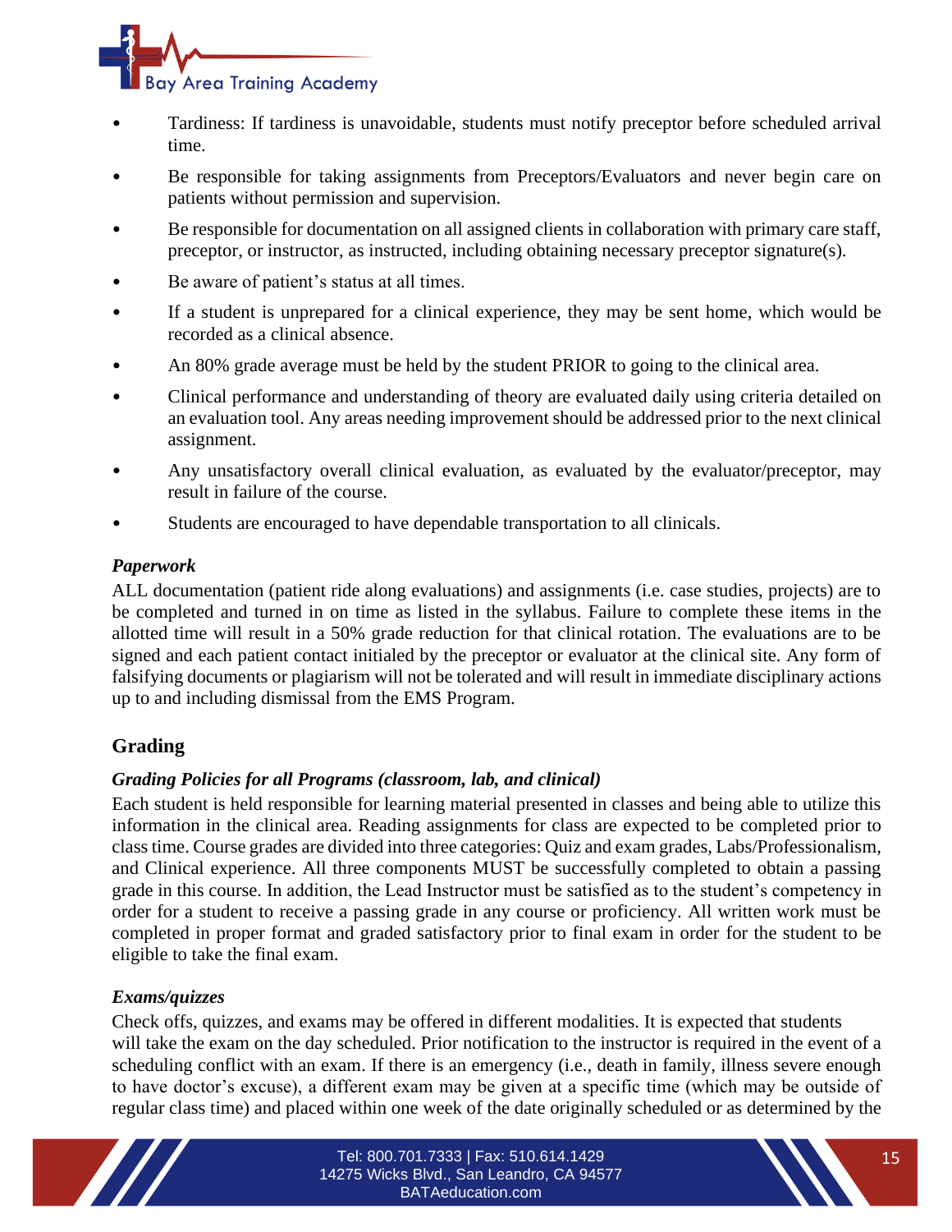- Tardiness: If tardiness is unavoidable, students must notify preceptor before scheduled arrival time.
- Be responsible for taking assignments from Preceptors/Evaluators and never begin care on patients without permission and supervision.
- Be responsible for documentation on all assigned clients in collaboration with primary care staff, preceptor, or instructor, as instructed, including obtaining necessary preceptor signature(s).
- Be aware of patient's status at all times.
- If a student is unprepared for a clinical experience, they may be sent home, which would be recorded as a clinical absence.
- An 80% grade average must be held by the student PRIOR to going to the clinical area.
- Clinical performance and understanding of theory are evaluated daily using criteria detailed on an evaluation tool. Any areas needing improvement should be addressed prior to the next clinical assignment.
- Any unsatisfactory overall clinical evaluation, as evaluated by the evaluator/preceptor, may result in failure of the course.
- Students are encouraged to have dependable transportation to all clinicals.

### *Paperwork*

ALL documentation (patient ride along evaluations) and assignments (i.e. case studies, projects) are to be completed and turned in on time as listed in the syllabus. Failure to complete these items in the allotted time will result in a 50% grade reduction for that clinical rotation. The evaluations are to be signed and each patient contact initialed by the preceptor or evaluator at the clinical site. Any form of falsifying documents or plagiarism will not be tolerated and will result in immediate disciplinary actions up to and including dismissal from the EMS Program.

## Grading

### *Grading Policies for all Programs (classroom, lab, and clinical)*

Each student is held responsible for learning material presented in classes and being able to utilize this information in the clinical area. Reading assignments for class are expected to be completed prior to class time. Course grades are divided into three categories: Quiz and exam grades, Labs/Professionalism, and Clinical experience. All three components MUST be successfully completed to obtain a passing grade in this course. In addition, the Lead Instructor must be satisfied as to the student's competency in order for a student to receive a passing grade in any course or proficiency. All written work must be completed in proper format and graded satisfactory prior to final exam in order for the student to be eligible to take the final exam.

### *Exams/quizzes*

Check offs, quizzes, and exams may be offered in different modalities. It is expected that students will take the exam on the day scheduled. Prior notification to the instructor is required in the event of a scheduling conflict with an exam. If there is an emergency (i.e., death in family, illness severe enough to have doctor's excuse), a different exam may be given at a specific time (which may be outside of regular class time) and placed within one week of the date originally scheduled or as determined by the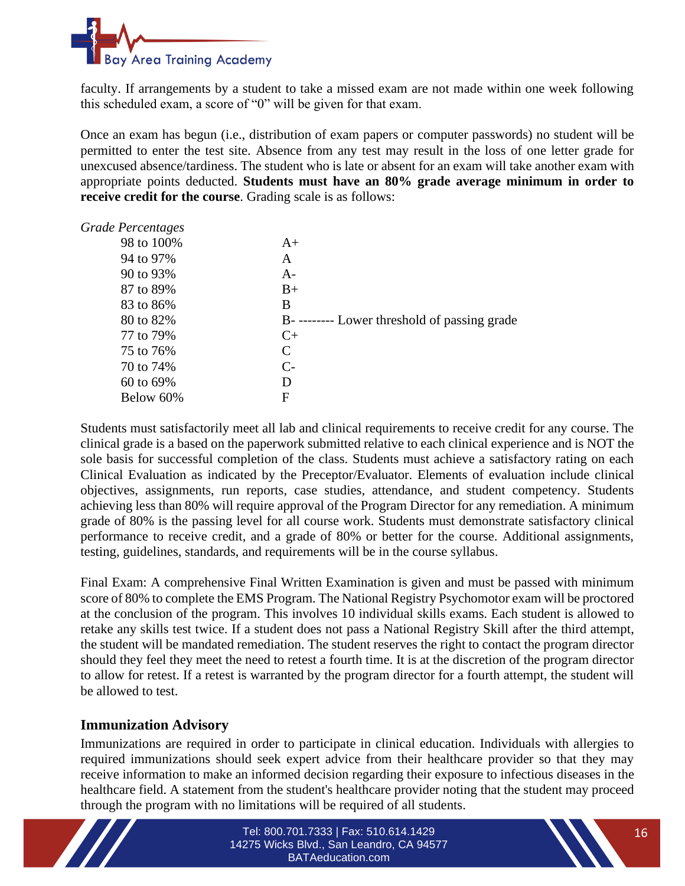faculty. If arrangements by a student to take a missed exam are not made within one week following this scheduled exam, a score of "0" will be given for that exam.

Once an exam has begun (i.e., distribution of exam papers or computer passwords) no student will be permitted to enter the test site. Absence from any test may result in the loss of one letter grade for unexcused absence/tardiness. The student who is late or absent for an exam will take another exam with appropriate points deducted. **Students must have an 80% grade average minimum in order to receive credit for the course**. Grading scale is as follows:

*Grade Percentages*

| | |
|---|---|
| 98 to 100% | A+ |
| 94 to 97% | A |
| 90 to 93% | A- |
| 87 to 89% | B+ |
| 83 to 86% | B |
| 80 to 82% | B- -------- Lower threshold of passing grade |
| 77 to 79% | C+ |
| 75 to 76% | C |
| 70 to 74% | C- |
| 60 to 69% | D |
| Below 60% | F |

Students must satisfactorily meet all lab and clinical requirements to receive credit for any course. The clinical grade is a based on the paperwork submitted relative to each clinical experience and is NOT the sole basis for successful completion of the class. Students must achieve a satisfactory rating on each Clinical Evaluation as indicated by the Preceptor/Evaluator. Elements of evaluation include clinical objectives, assignments, run reports, case studies, attendance, and student competency. Students achieving less than 80% will require approval of the Program Director for any remediation. A minimum grade of 80% is the passing level for all course work. Students must demonstrate satisfactory clinical performance to receive credit, and a grade of 80% or better for the course. Additional assignments, testing, guidelines, standards, and requirements will be in the course syllabus.

Final Exam: A comprehensive Final Written Examination is given and must be passed with minimum score of 80% to complete the EMS Program. The National Registry Psychomotor exam will be proctored at the conclusion of the program. This involves 10 individual skills exams. Each student is allowed to retake any skills test twice. If a student does not pass a National Registry Skill after the third attempt, the student will be mandated remediation. The student reserves the right to contact the program director should they feel they meet the need to retest a fourth time. It is at the discretion of the program director to allow for retest. If a retest is warranted by the program director for a fourth attempt, the student will be allowed to test.

## Immunization Advisory

Immunizations are required in order to participate in clinical education. Individuals with allergies to required immunizations should seek expert advice from their healthcare provider so that they may receive information to make an informed decision regarding their exposure to infectious diseases in the healthcare field. A statement from the student's healthcare provider noting that the student may proceed through the program with no limitations will be required of all students.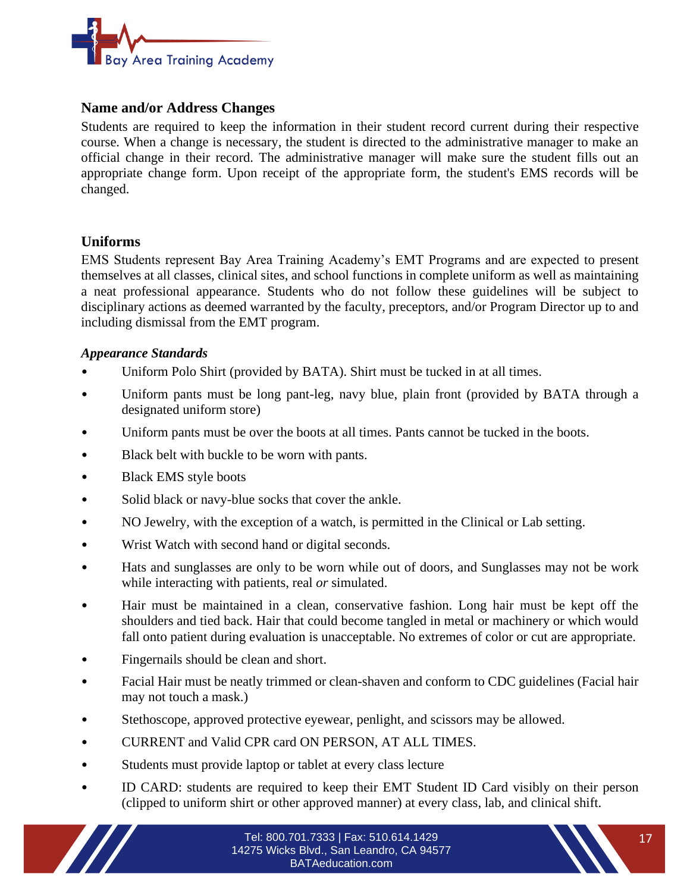## Name and/or Address Changes

Students are required to keep the information in their student record current during their respective course. When a change is necessary, the student is directed to the administrative manager to make an official change in their record. The administrative manager will make sure the student fills out an appropriate change form. Upon receipt of the appropriate form, the student's EMS records will be changed.

## Uniforms

EMS Students represent Bay Area Training Academy's EMT Programs and are expected to present themselves at all classes, clinical sites, and school functions in complete uniform as well as maintaining a neat professional appearance. Students who do not follow these guidelines will be subject to disciplinary actions as deemed warranted by the faculty, preceptors, and/or Program Director up to and including dismissal from the EMT program.

### *Appearance Standards*

- Uniform Polo Shirt (provided by BATA). Shirt must be tucked in at all times.
- Uniform pants must be long pant-leg, navy blue, plain front (provided by BATA through a designated uniform store)
- Uniform pants must be over the boots at all times. Pants cannot be tucked in the boots.
- Black belt with buckle to be worn with pants.
- Black EMS style boots
- Solid black or navy-blue socks that cover the ankle.
- NO Jewelry, with the exception of a watch, is permitted in the Clinical or Lab setting.
- Wrist Watch with second hand or digital seconds.
- Hats and sunglasses are only to be worn while out of doors, and Sunglasses may not be work while interacting with patients, real *or* simulated.
- Hair must be maintained in a clean, conservative fashion. Long hair must be kept off the shoulders and tied back. Hair that could become tangled in metal or machinery or which would fall onto patient during evaluation is unacceptable. No extremes of color or cut are appropriate.
- Fingernails should be clean and short.
- Facial Hair must be neatly trimmed or clean-shaven and conform to CDC guidelines (Facial hair may not touch a mask.)
- Stethoscope, approved protective eyewear, penlight, and scissors may be allowed.
- CURRENT and Valid CPR card ON PERSON, AT ALL TIMES.
- Students must provide laptop or tablet at every class lecture
- ID CARD: students are required to keep their EMT Student ID Card visibly on their person (clipped to uniform shirt or other approved manner) at every class, lab, and clinical shift.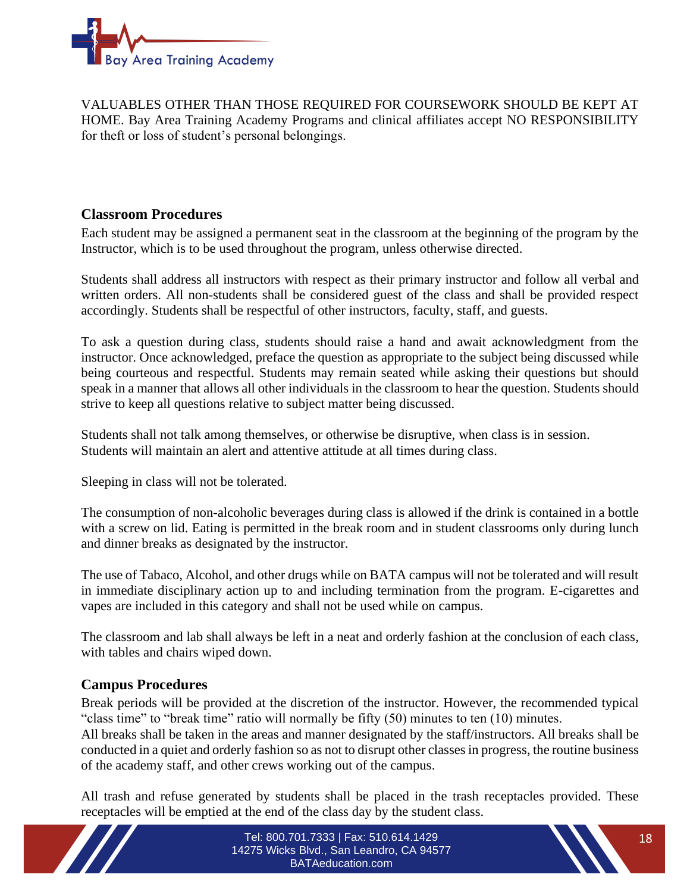VALUABLES OTHER THAN THOSE REQUIRED FOR COURSEWORK SHOULD BE KEPT AT HOME. Bay Area Training Academy Programs and clinical affiliates accept NO RESPONSIBILITY for theft or loss of student's personal belongings.

### Classroom Procedures

Each student may be assigned a permanent seat in the classroom at the beginning of the program by the Instructor, which is to be used throughout the program, unless otherwise directed.

Students shall address all instructors with respect as their primary instructor and follow all verbal and written orders. All non-students shall be considered guest of the class and shall be provided respect accordingly. Students shall be respectful of other instructors, faculty, staff, and guests.

To ask a question during class, students should raise a hand and await acknowledgment from the instructor. Once acknowledged, preface the question as appropriate to the subject being discussed while being courteous and respectful. Students may remain seated while asking their questions but should speak in a manner that allows all other individuals in the classroom to hear the question. Students should strive to keep all questions relative to subject matter being discussed.

Students shall not talk among themselves, or otherwise be disruptive, when class is in session. Students will maintain an alert and attentive attitude at all times during class.

Sleeping in class will not be tolerated.

The consumption of non-alcoholic beverages during class is allowed if the drink is contained in a bottle with a screw on lid. Eating is permitted in the break room and in student classrooms only during lunch and dinner breaks as designated by the instructor.

The use of Tabaco, Alcohol, and other drugs while on BATA campus will not be tolerated and will result in immediate disciplinary action up to and including termination from the program. E-cigarettes and vapes are included in this category and shall not be used while on campus.

The classroom and lab shall always be left in a neat and orderly fashion at the conclusion of each class, with tables and chairs wiped down.

### Campus Procedures

Break periods will be provided at the discretion of the instructor. However, the recommended typical "class time" to "break time" ratio will normally be fifty (50) minutes to ten (10) minutes.
All breaks shall be taken in the areas and manner designated by the staff/instructors. All breaks shall be conducted in a quiet and orderly fashion so as not to disrupt other classes in progress, the routine business of the academy staff, and other crews working out of the campus.

All trash and refuse generated by students shall be placed in the trash receptacles provided. These receptacles will be emptied at the end of the class day by the student class.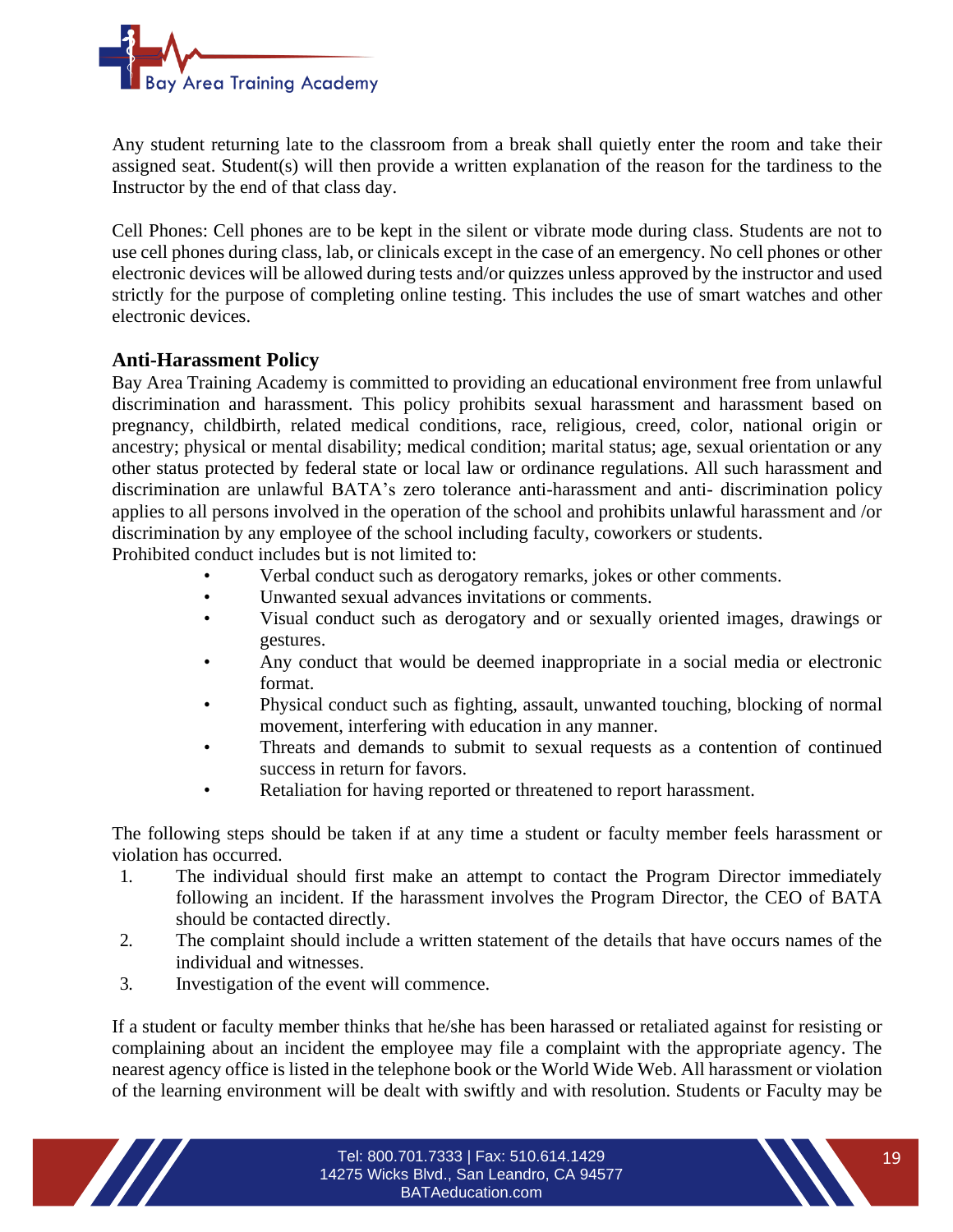Any student returning late to the classroom from a break shall quietly enter the room and take their assigned seat. Student(s) will then provide a written explanation of the reason for the tardiness to the Instructor by the end of that class day.

Cell Phones: Cell phones are to be kept in the silent or vibrate mode during class. Students are not to use cell phones during class, lab, or clinicals except in the case of an emergency. No cell phones or other electronic devices will be allowed during tests and/or quizzes unless approved by the instructor and used strictly for the purpose of completing online testing. This includes the use of smart watches and other electronic devices.

## Anti-Harassment Policy

Bay Area Training Academy is committed to providing an educational environment free from unlawful discrimination and harassment. This policy prohibits sexual harassment and harassment based on pregnancy, childbirth, related medical conditions, race, religious, creed, color, national origin or ancestry; physical or mental disability; medical condition; marital status; age, sexual orientation or any other status protected by federal state or local law or ordinance regulations. All such harassment and discrimination are unlawful BATA's zero tolerance anti-harassment and anti- discrimination policy applies to all persons involved in the operation of the school and prohibits unlawful harassment and /or discrimination by any employee of the school including faculty, coworkers or students.
Prohibited conduct includes but is not limited to:

- Verbal conduct such as derogatory remarks, jokes or other comments.
- Unwanted sexual advances invitations or comments.
- Visual conduct such as derogatory and or sexually oriented images, drawings or gestures.
- Any conduct that would be deemed inappropriate in a social media or electronic format.
- Physical conduct such as fighting, assault, unwanted touching, blocking of normal movement, interfering with education in any manner.
- Threats and demands to submit to sexual requests as a contention of continued success in return for favors.
- Retaliation for having reported or threatened to report harassment.

The following steps should be taken if at any time a student or faculty member feels harassment or violation has occurred.

1. The individual should first make an attempt to contact the Program Director immediately following an incident. If the harassment involves the Program Director, the CEO of BATA should be contacted directly.
2. The complaint should include a written statement of the details that have occurs names of the individual and witnesses.
3. Investigation of the event will commence.

If a student or faculty member thinks that he/she has been harassed or retaliated against for resisting or complaining about an incident the employee may file a complaint with the appropriate agency. The nearest agency office is listed in the telephone book or the World Wide Web. All harassment or violation of the learning environment will be dealt with swiftly and with resolution. Students or Faculty may be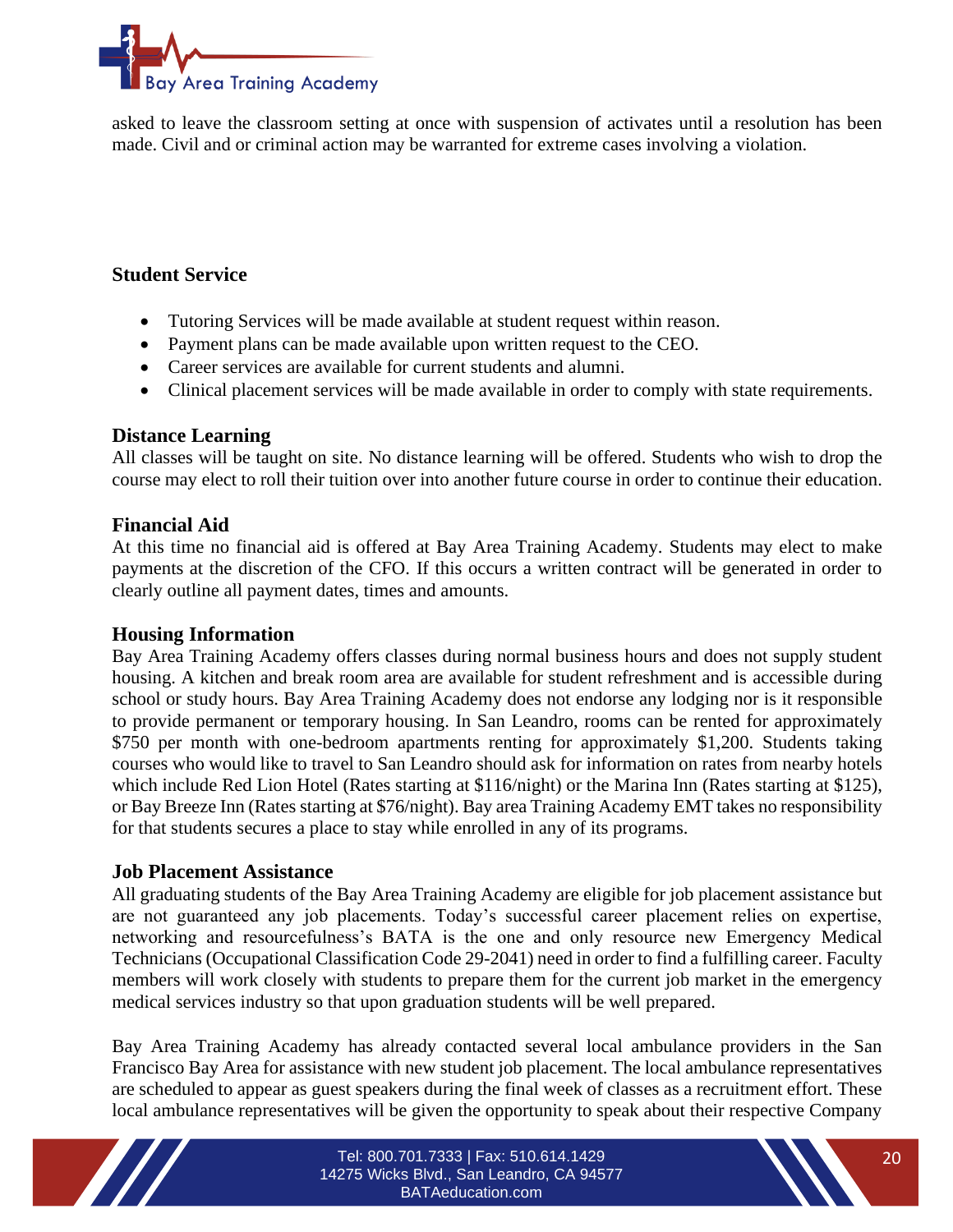asked to leave the classroom setting at once with suspension of activates until a resolution has been made. Civil and or criminal action may be warranted for extreme cases involving a violation.

### Student Service

- Tutoring Services will be made available at student request within reason.
- Payment plans can be made available upon written request to the CEO.
- Career services are available for current students and alumni.
- Clinical placement services will be made available in order to comply with state requirements.

### Distance Learning

All classes will be taught on site. No distance learning will be offered. Students who wish to drop the course may elect to roll their tuition over into another future course in order to continue their education.

### Financial Aid

At this time no financial aid is offered at Bay Area Training Academy. Students may elect to make payments at the discretion of the CFO. If this occurs a written contract will be generated in order to clearly outline all payment dates, times and amounts.

### Housing Information

Bay Area Training Academy offers classes during normal business hours and does not supply student housing. A kitchen and break room area are available for student refreshment and is accessible during school or study hours. Bay Area Training Academy does not endorse any lodging nor is it responsible to provide permanent or temporary housing. In San Leandro, rooms can be rented for approximately $750 per month with one-bedroom apartments renting for approximately $1,200. Students taking courses who would like to travel to San Leandro should ask for information on rates from nearby hotels which include Red Lion Hotel (Rates starting at $116/night) or the Marina Inn (Rates starting at $125), or Bay Breeze Inn (Rates starting at $76/night). Bay area Training Academy EMT takes no responsibility for that students secures a place to stay while enrolled in any of its programs.

### Job Placement Assistance

All graduating students of the Bay Area Training Academy are eligible for job placement assistance but are not guaranteed any job placements. Today's successful career placement relies on expertise, networking and resourcefulness's BATA is the one and only resource new Emergency Medical Technicians (Occupational Classification Code 29-2041) need in order to find a fulfilling career. Faculty members will work closely with students to prepare them for the current job market in the emergency medical services industry so that upon graduation students will be well prepared.

Bay Area Training Academy has already contacted several local ambulance providers in the San Francisco Bay Area for assistance with new student job placement. The local ambulance representatives are scheduled to appear as guest speakers during the final week of classes as a recruitment effort. These local ambulance representatives will be given the opportunity to speak about their respective Company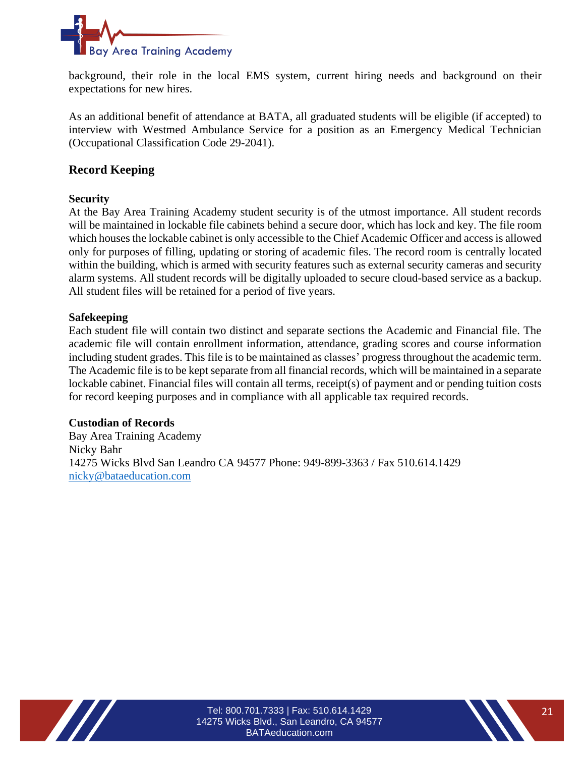background, their role in the local EMS system, current hiring needs and background on their expectations for new hires.

As an additional benefit of attendance at BATA, all graduated students will be eligible (if accepted) to interview with Westmed Ambulance Service for a position as an Emergency Medical Technician (Occupational Classification Code 29-2041).

## Record Keeping

### Security

At the Bay Area Training Academy student security is of the utmost importance. All student records will be maintained in lockable file cabinets behind a secure door, which has lock and key. The file room which houses the lockable cabinet is only accessible to the Chief Academic Officer and access is allowed only for purposes of filling, updating or storing of academic files. The record room is centrally located within the building, which is armed with security features such as external security cameras and security alarm systems. All student records will be digitally uploaded to secure cloud-based service as a backup. All student files will be retained for a period of five years.

### Safekeeping

Each student file will contain two distinct and separate sections the Academic and Financial file. The academic file will contain enrollment information, attendance, grading scores and course information including student grades. This file is to be maintained as classes' progress throughout the academic term. The Academic file is to be kept separate from all financial records, which will be maintained in a separate lockable cabinet. Financial files will contain all terms, receipt(s) of payment and or pending tuition costs for record keeping purposes and in compliance with all applicable tax required records.

### Custodian of Records

Bay Area Training Academy
Nicky Bahr
14275 Wicks Blvd San Leandro CA 94577 Phone: 949-899-3363 / Fax 510.614.1429
nicky@bataeducation.com